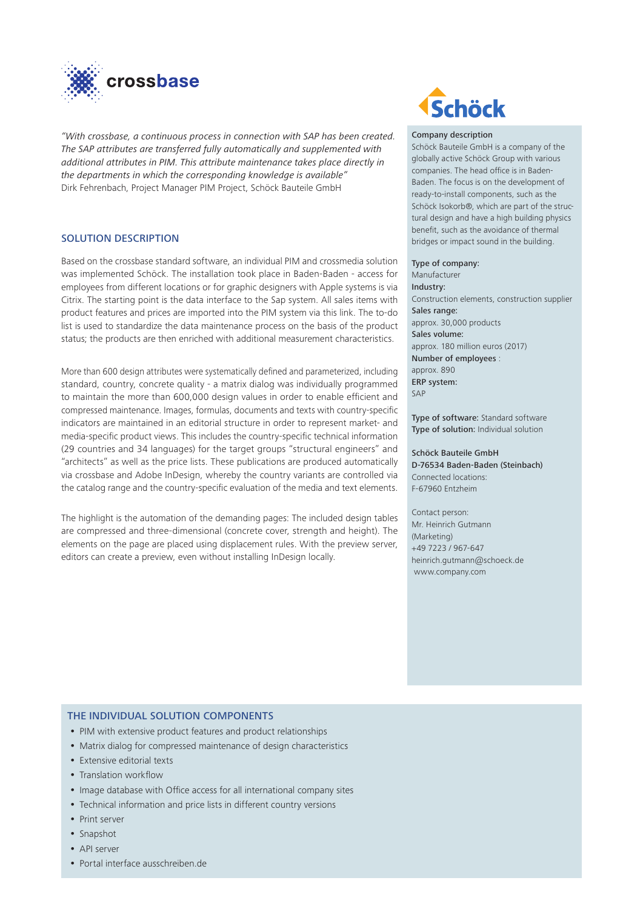crossbase

*"With crossbase, a continuous process in connection with SAP has been created. The SAP attributes are transferred fully automatically and supplemented with additional attributes in PIM. This attribute maintenance takes place directly in the departments in which the corresponding knowledge is available"*
Dirk Fehrenbach, Project Manager PIM Project, Schöck Bauteile GmbH

## SOLUTION DESCRIPTION

Based on the crossbase standard software, an individual PIM and crossmedia solution was implemented Schöck. The installation took place in Baden-Baden - access for employees from different locations or for graphic designers with Apple systems is via Citrix. The starting point is the data interface to the Sap system. All sales items with product features and prices are imported into the PIM system via this link. The to-do list is used to standardize the data maintenance process on the basis of the product status; the products are then enriched with additional measurement characteristics.

More than 600 design attributes were systematically defined and parameterized, including standard, country, concrete quality - a matrix dialog was individually programmed to maintain the more than 600,000 design values in order to enable efficient and compressed maintenance. Images, formulas, documents and texts with country-specific indicators are maintained in an editorial structure in order to represent market- and media-specific product views. This includes the country-specific technical information (29 countries and 34 languages) for the target groups "structural engineers" and "architects" as well as the price lists. These publications are produced automatically via crossbase and Adobe InDesign, whereby the country variants are controlled via the catalog range and the country-specific evaluation of the media and text elements.

The highlight is the automation of the demanding pages: The included design tables are compressed and three-dimensional (concrete cover, strength and height). The elements on the page are placed using displacement rules. With the preview server, editors can create a preview, even without installing InDesign locally.

Schöck

Company description
Schöck Bauteile GmbH is a company of the globally active Schöck Group with various companies. The head office is in Baden-Baden. The focus is on the development of ready-to-install components, such as the Schöck Isokorb®, which are part of the structural design and have a high building physics benefit, such as the avoidance of thermal bridges or impact sound in the building.

**Type of company:**
Manufacturer
**Industry:**
Construction elements, construction supplier
**Sales range:**
approx. 30,000 products
**Sales volume:**
approx. 180 million euros (2017)
**Number of employees** :
approx. 890
**ERP system:**
SAP

**Type of software:** Standard software
**Type of solution:** Individual solution

**Schöck Bauteile GmbH**
**D-76534 Baden-Baden (Steinbach)**
Connected locations:
F-67960 Entzheim

Contact person:
Mr. Heinrich Gutmann
(Marketing)
+49 7223 / 967-647
heinrich.gutmann@schoeck.de
www.company.com

## THE INDIVIDUAL SOLUTION COMPONENTS

- PIM with extensive product features and product relationships
- Matrix dialog for compressed maintenance of design characteristics
- Extensive editorial texts
- Translation workflow
- Image database with Office access for all international company sites
- Technical information and price lists in different country versions
- Print server
- Snapshot
- API server
- Portal interface ausschreiben.de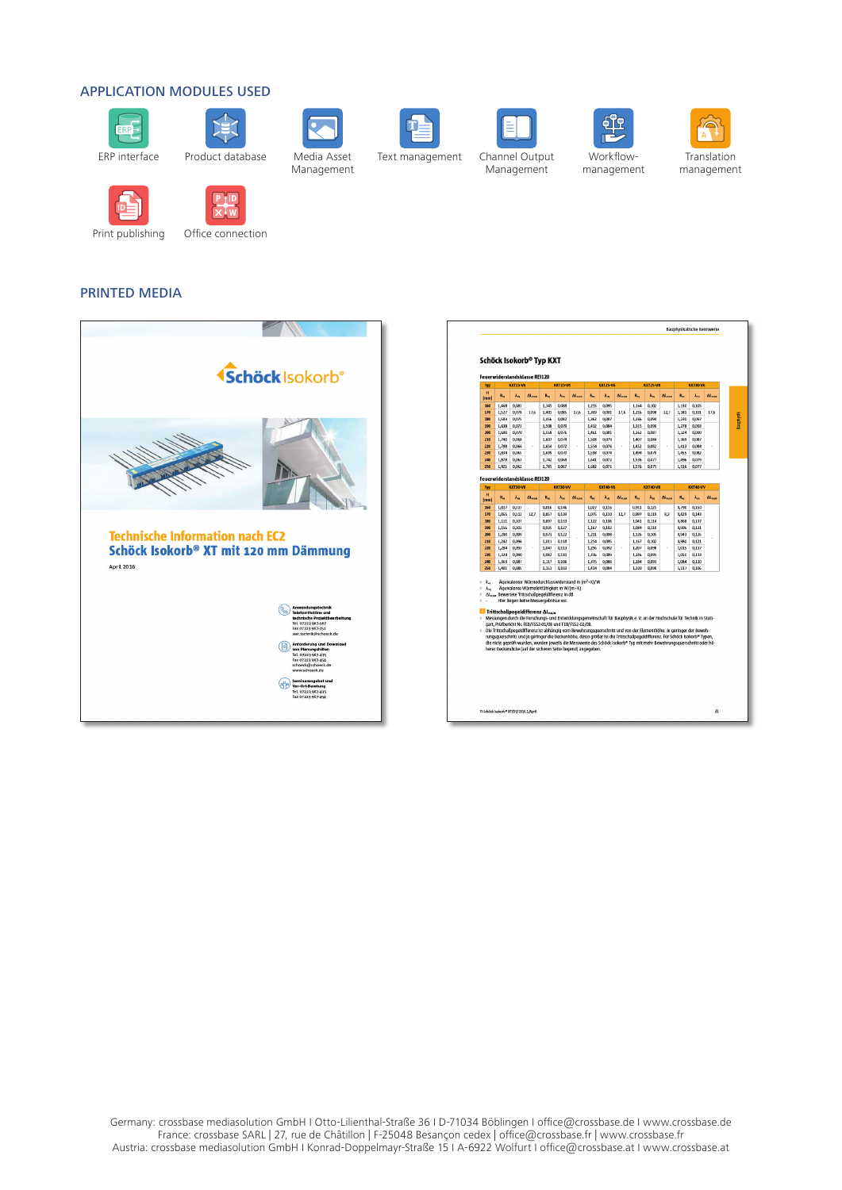## APPLICATION MODULES USED

ERP interface

Product database

Media Asset Management

Text management

Channel Output Management

Workflow-management

Translation management

Print publishing

Office connection

## PRINTED MEDIA

Germany: crossbase mediasolution GmbH I Otto-Lilienthal-Straße 36 I D-71034 Böblingen I office@crossbase.de I www.crossbase.de
France: crossbase SARL | 27, rue de Châtillon | F-25048 Besançon cedex | office@crossbase.fr | www.crossbase.fr
Austria: crossbase mediasolution GmbH I Konrad-Doppelmayr-Straße 15 I A-6922 Wolfurt I office@crossbase.at I www.crossbase.at